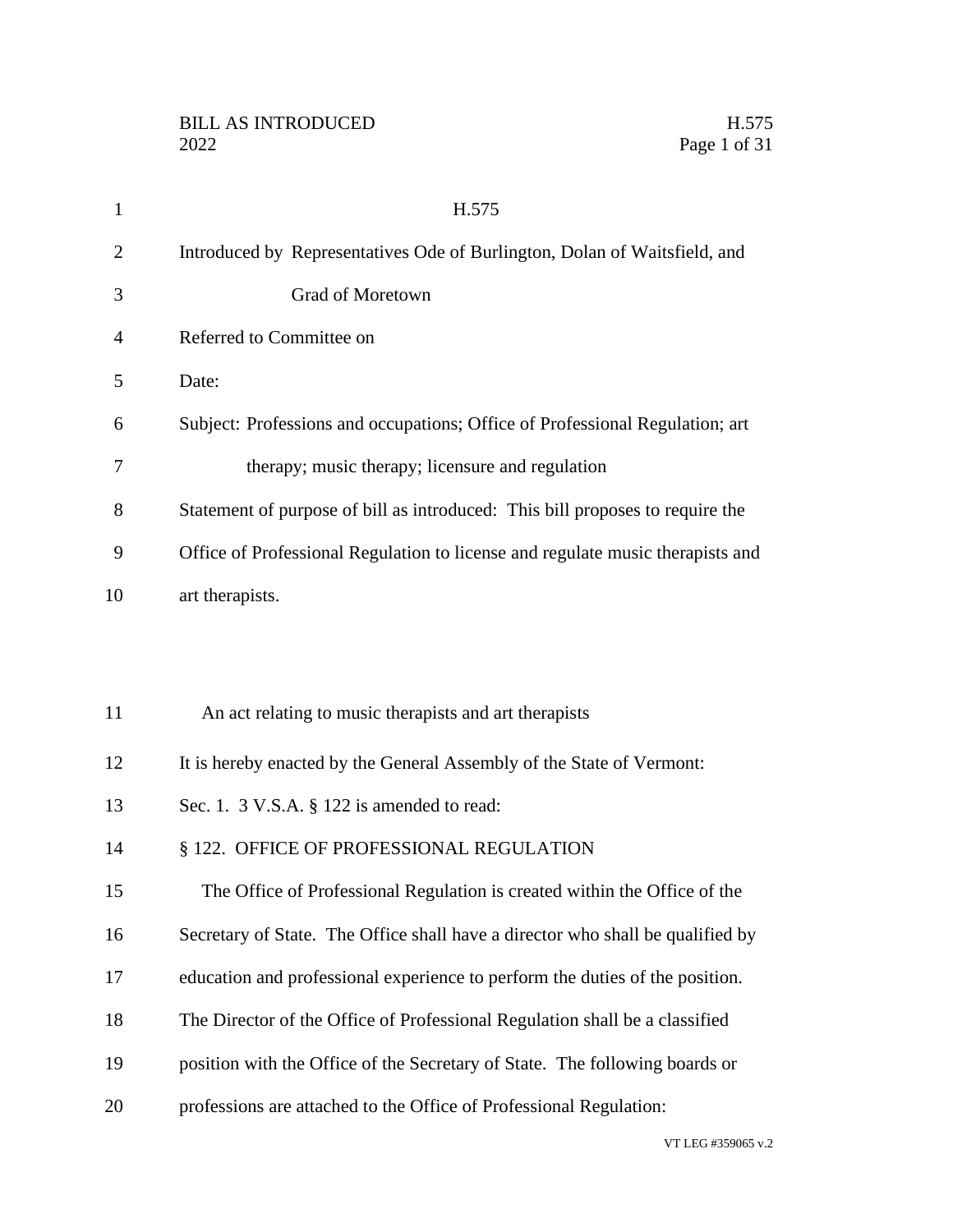H.575

Introduced by Representatives Ode of Burlington, Dolan of Waitsfield, and Grad of Moretown

Referred to Committee on

Date:

Subject: Professions and occupations; Office of Professional Regulation; art therapy; music therapy; licensure and regulation

Statement of purpose of bill as introduced: This bill proposes to require the Office of Professional Regulation to license and regulate music therapists and art therapists.

An act relating to music therapists and art therapists

It is hereby enacted by the General Assembly of the State of Vermont:

Sec. 1. 3 V.S.A. § 122 is amended to read:

§ 122. OFFICE OF PROFESSIONAL REGULATION

The Office of Professional Regulation is created within the Office of the Secretary of State. The Office shall have a director who shall be qualified by education and professional experience to perform the duties of the position. The Director of the Office of Professional Regulation shall be a classified position with the Office of the Secretary of State. The following boards or professions are attached to the Office of Professional Regulation: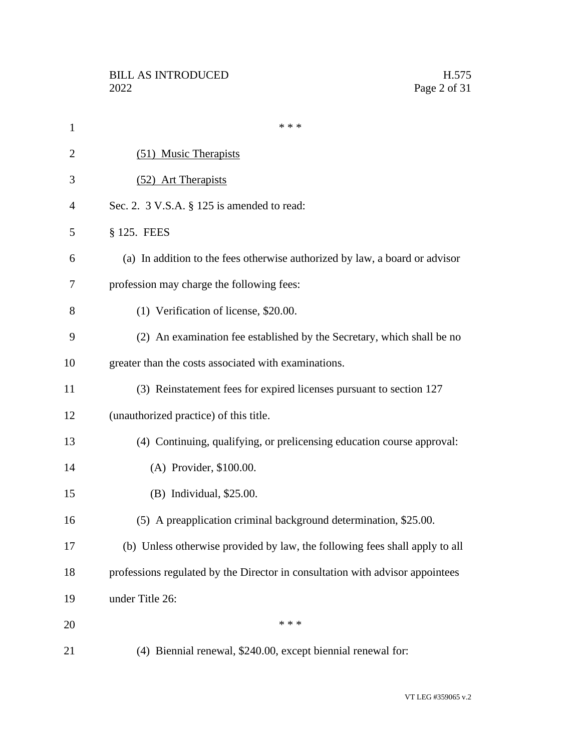\* \* \*

<u>(51) Music Therapists</u>

<u>(52) Art Therapists</u>

Sec. 2. 3 V.S.A. § 125 is amended to read:

§ 125. FEES

(a) In addition to the fees otherwise authorized by law, a board or advisor profession may charge the following fees:

(1) Verification of license, $20.00.

(2) An examination fee established by the Secretary, which shall be no greater than the costs associated with examinations.

(3) Reinstatement fees for expired licenses pursuant to section 127 (unauthorized practice) of this title.

(4) Continuing, qualifying, or prelicensing education course approval:

(A) Provider, $100.00.

(B) Individual, $25.00.

(5) A preapplication criminal background determination, $25.00.

(b) Unless otherwise provided by law, the following fees shall apply to all professions regulated by the Director in consultation with advisor appointees under Title 26:

\* \* \*

(4) Biennial renewal, $240.00, except biennial renewal for: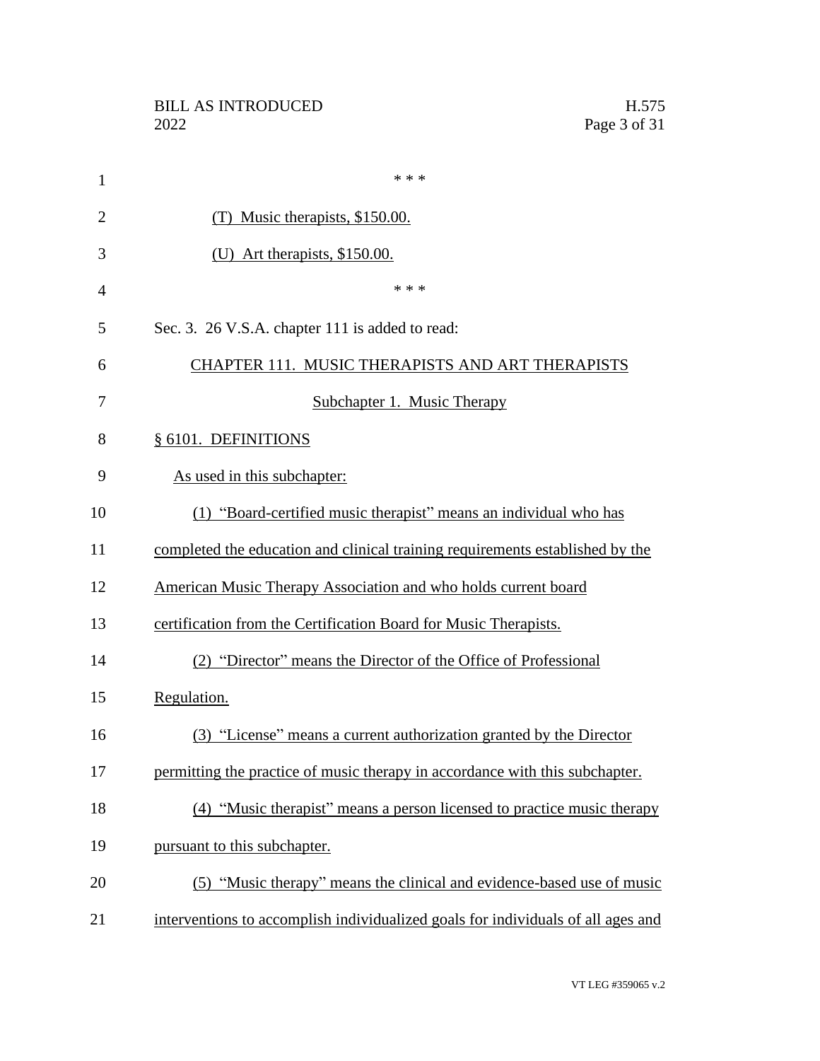\* \* \*

(T) Music therapists, $150.00.

(U) Art therapists, $150.00.

\* \* \*

Sec. 3. 26 V.S.A. chapter 111 is added to read:

## CHAPTER 111. MUSIC THERAPISTS AND ART THERAPISTS

### Subchapter 1. Music Therapy

§ 6101. DEFINITIONS

As used in this subchapter:

(1) "Board-certified music therapist" means an individual who has completed the education and clinical training requirements established by the American Music Therapy Association and who holds current board certification from the Certification Board for Music Therapists.

(2) "Director" means the Director of the Office of Professional Regulation.

(3) "License" means a current authorization granted by the Director permitting the practice of music therapy in accordance with this subchapter.

(4) "Music therapist" means a person licensed to practice music therapy pursuant to this subchapter.

(5) "Music therapy" means the clinical and evidence-based use of music interventions to accomplish individualized goals for individuals of all ages and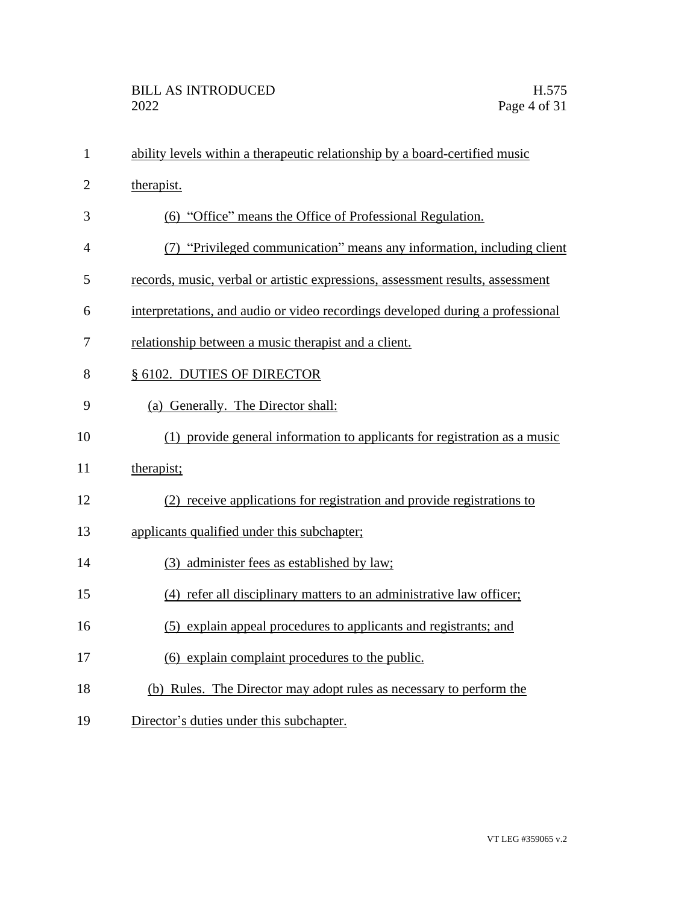ability levels within a therapeutic relationship by a board-certified music therapist.

(6) "Office" means the Office of Professional Regulation.

(7) "Privileged communication" means any information, including client records, music, verbal or artistic expressions, assessment results, assessment interpretations, and audio or video recordings developed during a professional relationship between a music therapist and a client.

§ 6102. DUTIES OF DIRECTOR

(a) Generally. The Director shall:

(1) provide general information to applicants for registration as a music therapist;

(2) receive applications for registration and provide registrations to applicants qualified under this subchapter;

(3) administer fees as established by law;

(4) refer all disciplinary matters to an administrative law officer;

(5) explain appeal procedures to applicants and registrants; and

(6) explain complaint procedures to the public.

(b) Rules. The Director may adopt rules as necessary to perform the Director's duties under this subchapter.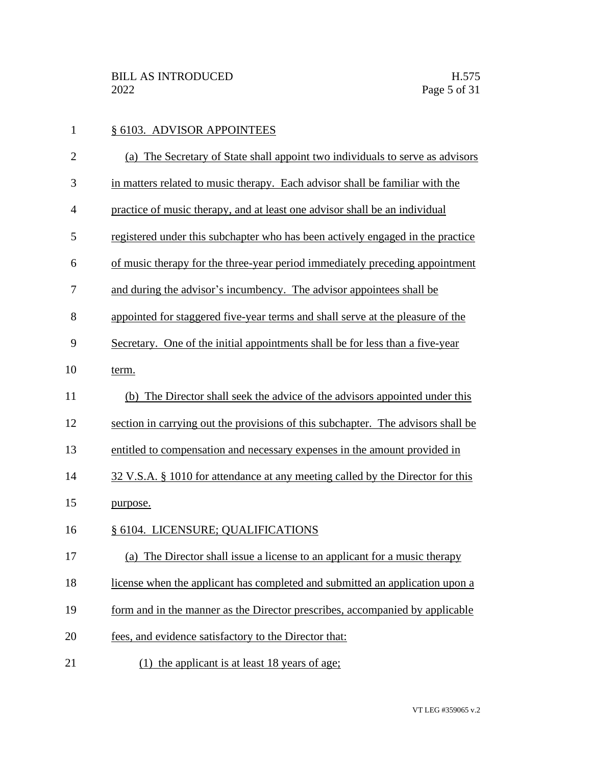§ 6103. ADVISOR APPOINTEES

(a) The Secretary of State shall appoint two individuals to serve as advisors in matters related to music therapy. Each advisor shall be familiar with the practice of music therapy, and at least one advisor shall be an individual registered under this subchapter who has been actively engaged in the practice of music therapy for the three-year period immediately preceding appointment and during the advisor's incumbency. The advisor appointees shall be appointed for staggered five-year terms and shall serve at the pleasure of the Secretary. One of the initial appointments shall be for less than a five-year term.

(b) The Director shall seek the advice of the advisors appointed under this section in carrying out the provisions of this subchapter. The advisors shall be entitled to compensation and necessary expenses in the amount provided in 32 V.S.A. § 1010 for attendance at any meeting called by the Director for this purpose.

§ 6104. LICENSURE; QUALIFICATIONS

(a) The Director shall issue a license to an applicant for a music therapy license when the applicant has completed and submitted an application upon a form and in the manner as the Director prescribes, accompanied by applicable fees, and evidence satisfactory to the Director that:

(1) the applicant is at least 18 years of age;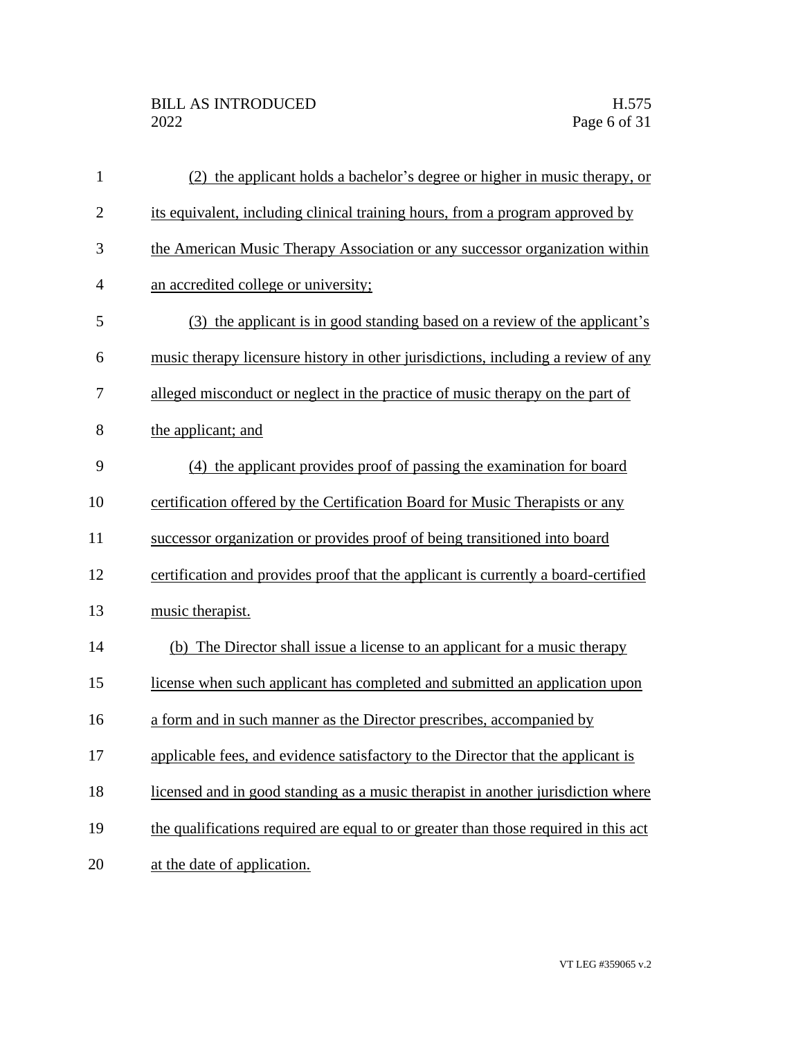(2) the applicant holds a bachelor's degree or higher in music therapy, or its equivalent, including clinical training hours, from a program approved by the American Music Therapy Association or any successor organization within an accredited college or university;

(3) the applicant is in good standing based on a review of the applicant's music therapy licensure history in other jurisdictions, including a review of any alleged misconduct or neglect in the practice of music therapy on the part of the applicant; and

(4) the applicant provides proof of passing the examination for board certification offered by the Certification Board for Music Therapists or any successor organization or provides proof of being transitioned into board certification and provides proof that the applicant is currently a board-certified music therapist.

(b) The Director shall issue a license to an applicant for a music therapy license when such applicant has completed and submitted an application upon a form and in such manner as the Director prescribes, accompanied by applicable fees, and evidence satisfactory to the Director that the applicant is licensed and in good standing as a music therapist in another jurisdiction where the qualifications required are equal to or greater than those required in this act at the date of application.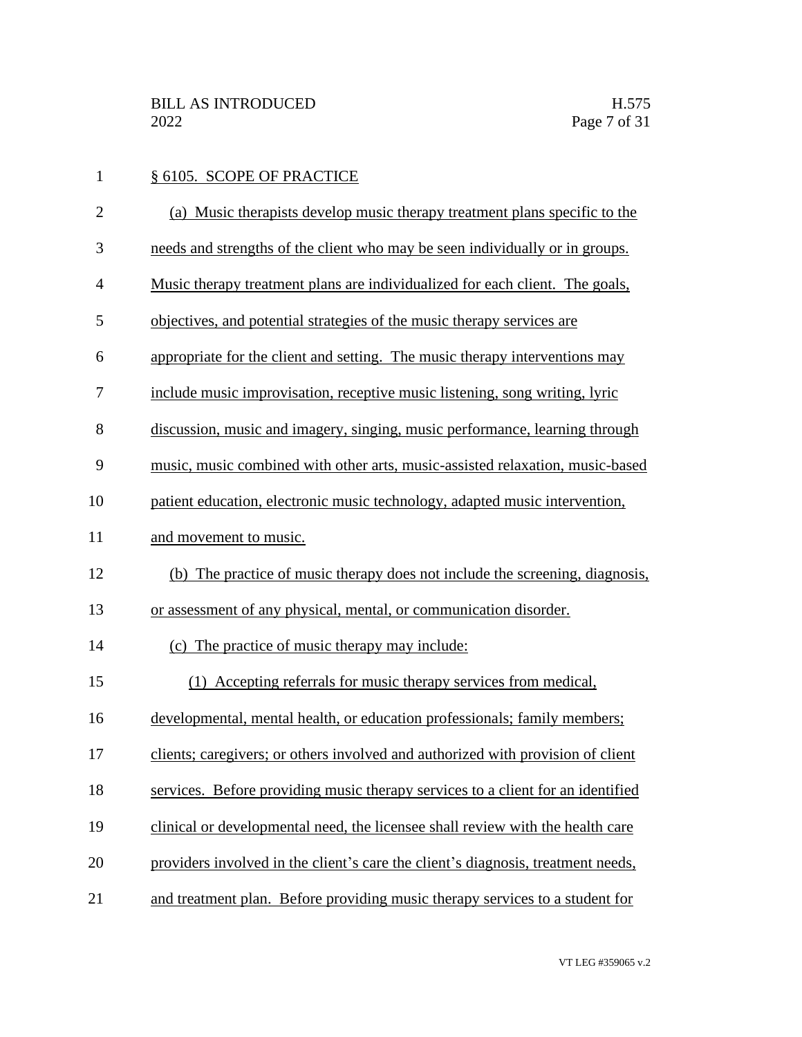## § 6105. SCOPE OF PRACTICE

(a) Music therapists develop music therapy treatment plans specific to the needs and strengths of the client who may be seen individually or in groups. Music therapy treatment plans are individualized for each client. The goals, objectives, and potential strategies of the music therapy services are appropriate for the client and setting. The music therapy interventions may include music improvisation, receptive music listening, song writing, lyric discussion, music and imagery, singing, music performance, learning through music, music combined with other arts, music-assisted relaxation, music-based patient education, electronic music technology, adapted music intervention, and movement to music.

(b) The practice of music therapy does not include the screening, diagnosis, or assessment of any physical, mental, or communication disorder.

(c) The practice of music therapy may include:

(1) Accepting referrals for music therapy services from medical, developmental, mental health, or education professionals; family members; clients; caregivers; or others involved and authorized with provision of client services. Before providing music therapy services to a client for an identified clinical or developmental need, the licensee shall review with the health care providers involved in the client's care the client's diagnosis, treatment needs, and treatment plan. Before providing music therapy services to a student for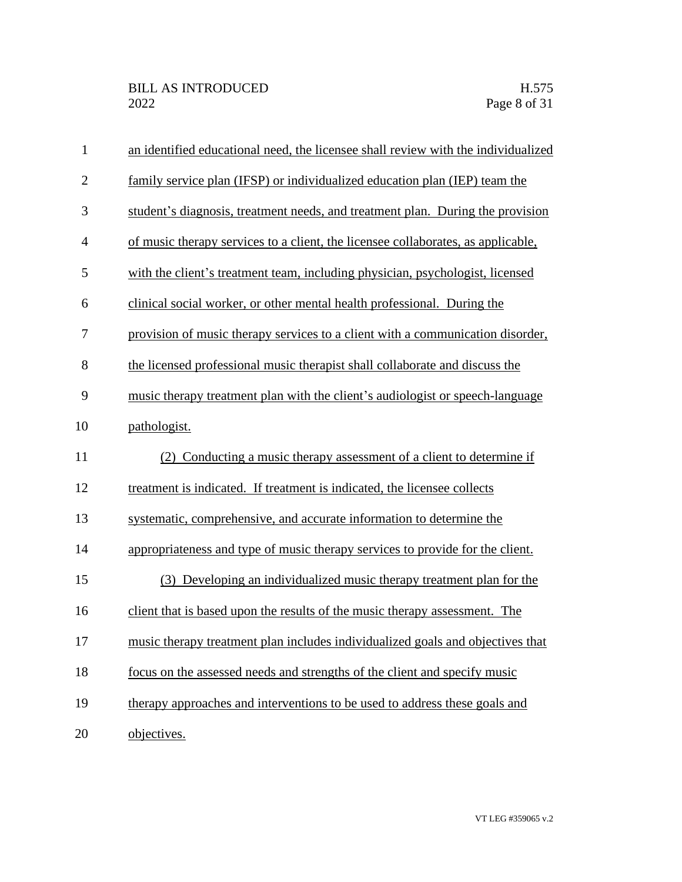an identified educational need, the licensee shall review with the individualized family service plan (IFSP) or individualized education plan (IEP) team the student's diagnosis, treatment needs, and treatment plan. During the provision of music therapy services to a client, the licensee collaborates, as applicable, with the client's treatment team, including physician, psychologist, licensed clinical social worker, or other mental health professional. During the provision of music therapy services to a client with a communication disorder, the licensed professional music therapist shall collaborate and discuss the music therapy treatment plan with the client's audiologist or speech-language pathologist.

(2) Conducting a music therapy assessment of a client to determine if treatment is indicated. If treatment is indicated, the licensee collects systematic, comprehensive, and accurate information to determine the appropriateness and type of music therapy services to provide for the client.

(3) Developing an individualized music therapy treatment plan for the client that is based upon the results of the music therapy assessment. The music therapy treatment plan includes individualized goals and objectives that focus on the assessed needs and strengths of the client and specify music therapy approaches and interventions to be used to address these goals and objectives.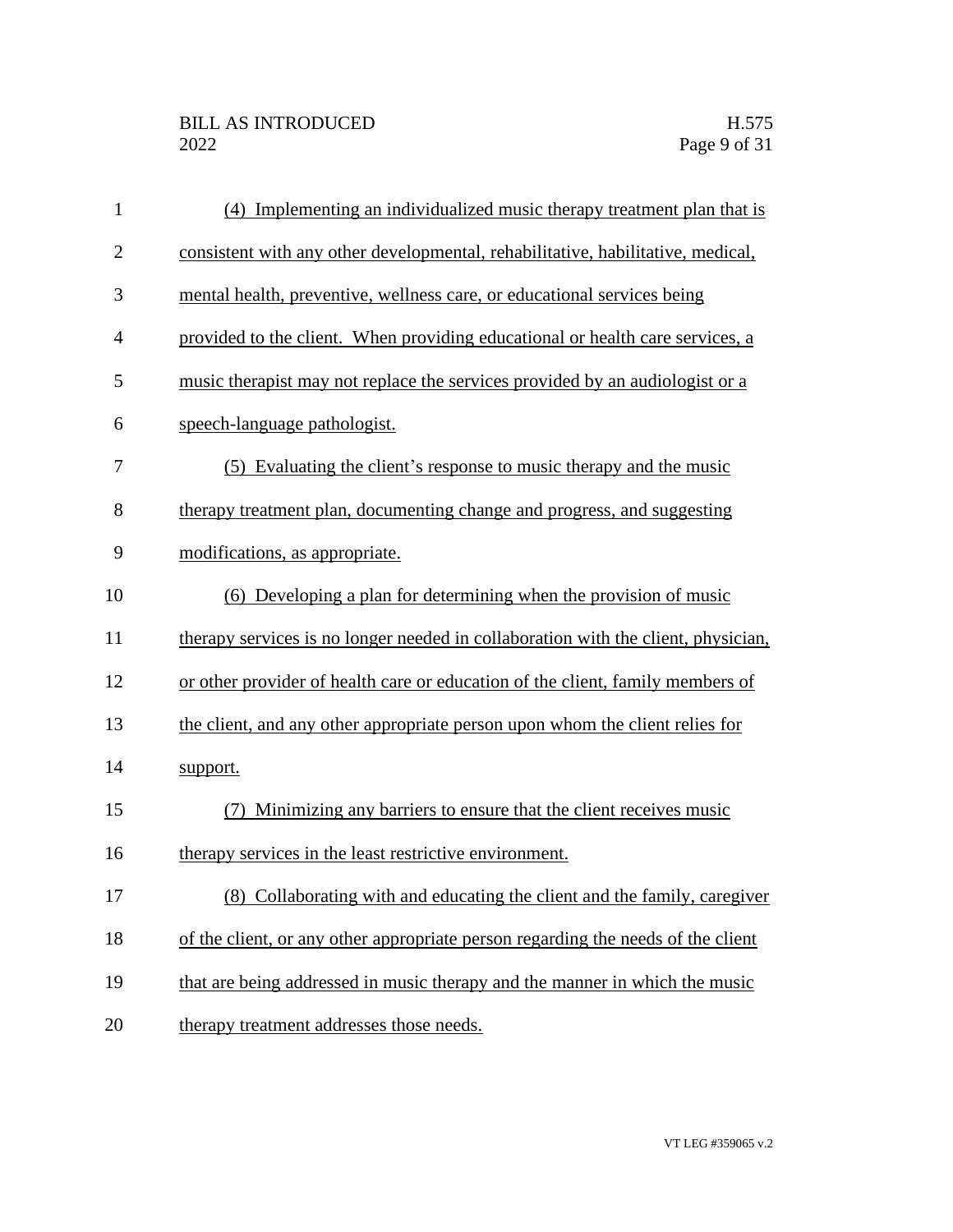(4) Implementing an individualized music therapy treatment plan that is consistent with any other developmental, rehabilitative, habilitative, medical, mental health, preventive, wellness care, or educational services being provided to the client. When providing educational or health care services, a music therapist may not replace the services provided by an audiologist or a speech-language pathologist.

(5) Evaluating the client's response to music therapy and the music therapy treatment plan, documenting change and progress, and suggesting modifications, as appropriate.

(6) Developing a plan for determining when the provision of music therapy services is no longer needed in collaboration with the client, physician, or other provider of health care or education of the client, family members of the client, and any other appropriate person upon whom the client relies for support.

(7) Minimizing any barriers to ensure that the client receives music therapy services in the least restrictive environment.

(8) Collaborating with and educating the client and the family, caregiver of the client, or any other appropriate person regarding the needs of the client that are being addressed in music therapy and the manner in which the music therapy treatment addresses those needs.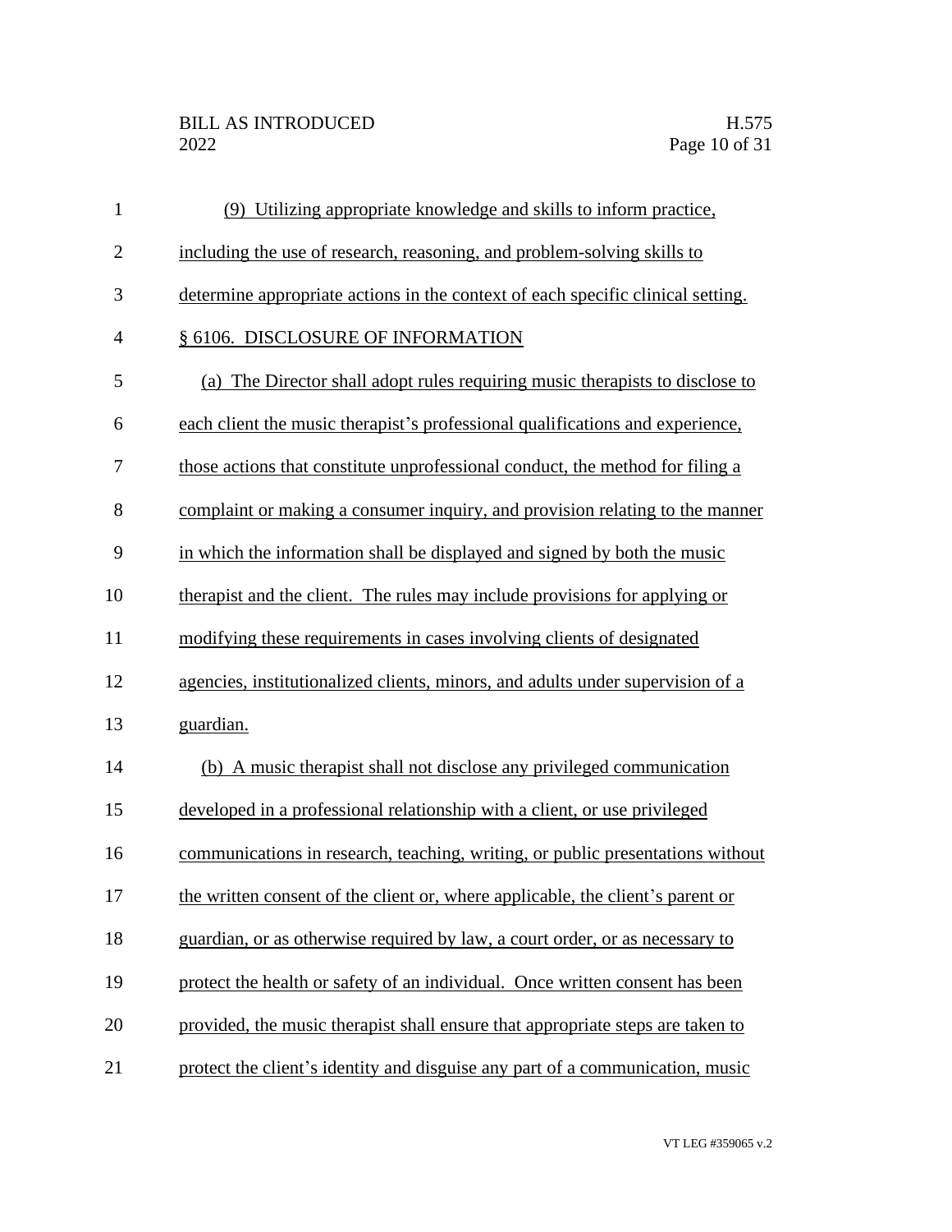(9) Utilizing appropriate knowledge and skills to inform practice, including the use of research, reasoning, and problem-solving skills to determine appropriate actions in the context of each specific clinical setting.

§ 6106. DISCLOSURE OF INFORMATION

(a) The Director shall adopt rules requiring music therapists to disclose to each client the music therapist's professional qualifications and experience, those actions that constitute unprofessional conduct, the method for filing a complaint or making a consumer inquiry, and provision relating to the manner in which the information shall be displayed and signed by both the music therapist and the client. The rules may include provisions for applying or modifying these requirements in cases involving clients of designated agencies, institutionalized clients, minors, and adults under supervision of a guardian.

(b) A music therapist shall not disclose any privileged communication developed in a professional relationship with a client, or use privileged communications in research, teaching, writing, or public presentations without the written consent of the client or, where applicable, the client's parent or guardian, or as otherwise required by law, a court order, or as necessary to protect the health or safety of an individual. Once written consent has been provided, the music therapist shall ensure that appropriate steps are taken to protect the client's identity and disguise any part of a communication, music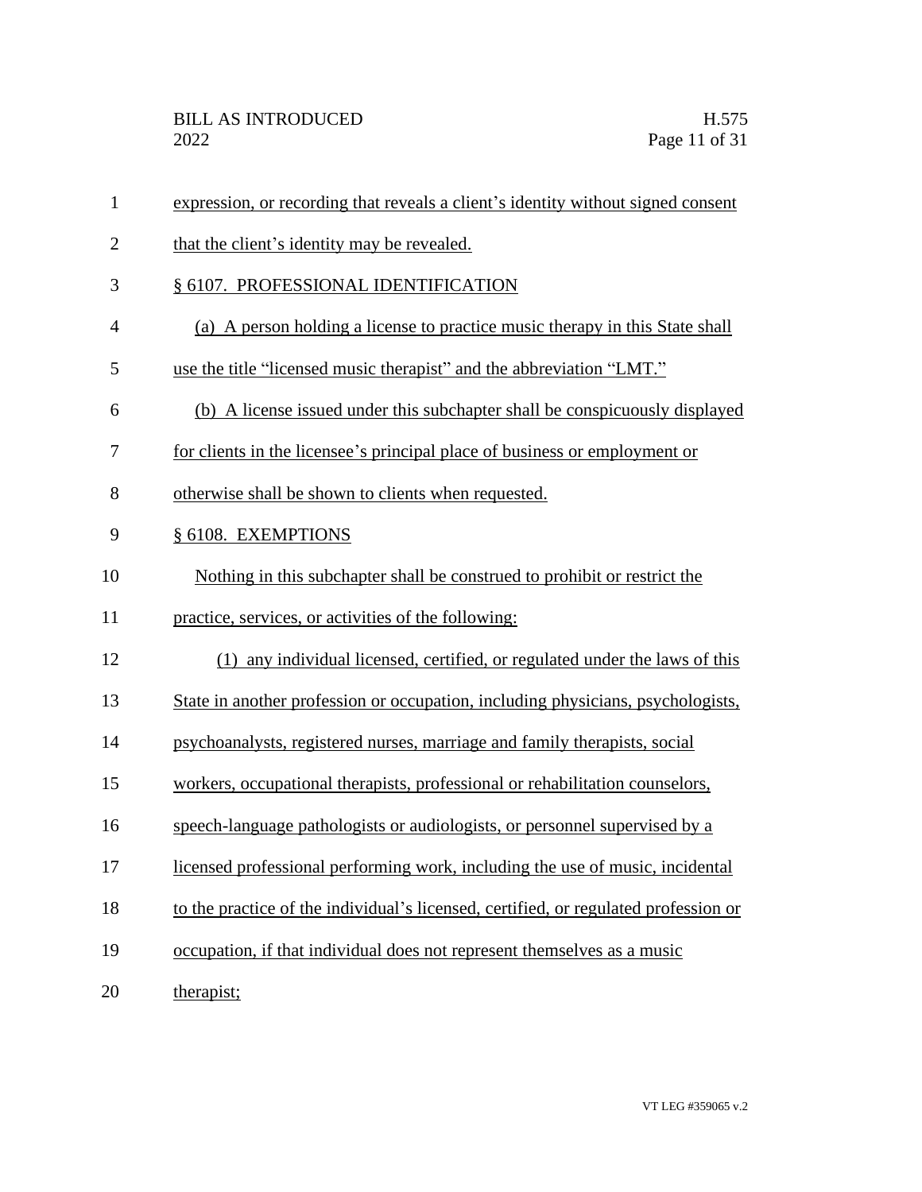expression, or recording that reveals a client's identity without signed consent that the client's identity may be revealed.

§ 6107. PROFESSIONAL IDENTIFICATION

(a) A person holding a license to practice music therapy in this State shall use the title "licensed music therapist" and the abbreviation "LMT."

(b) A license issued under this subchapter shall be conspicuously displayed for clients in the licensee's principal place of business or employment or otherwise shall be shown to clients when requested.

§ 6108. EXEMPTIONS

Nothing in this subchapter shall be construed to prohibit or restrict the practice, services, or activities of the following:

(1) any individual licensed, certified, or regulated under the laws of this State in another profession or occupation, including physicians, psychologists, psychoanalysts, registered nurses, marriage and family therapists, social workers, occupational therapists, professional or rehabilitation counselors, speech-language pathologists or audiologists, or personnel supervised by a licensed professional performing work, including the use of music, incidental to the practice of the individual's licensed, certified, or regulated profession or occupation, if that individual does not represent themselves as a music therapist;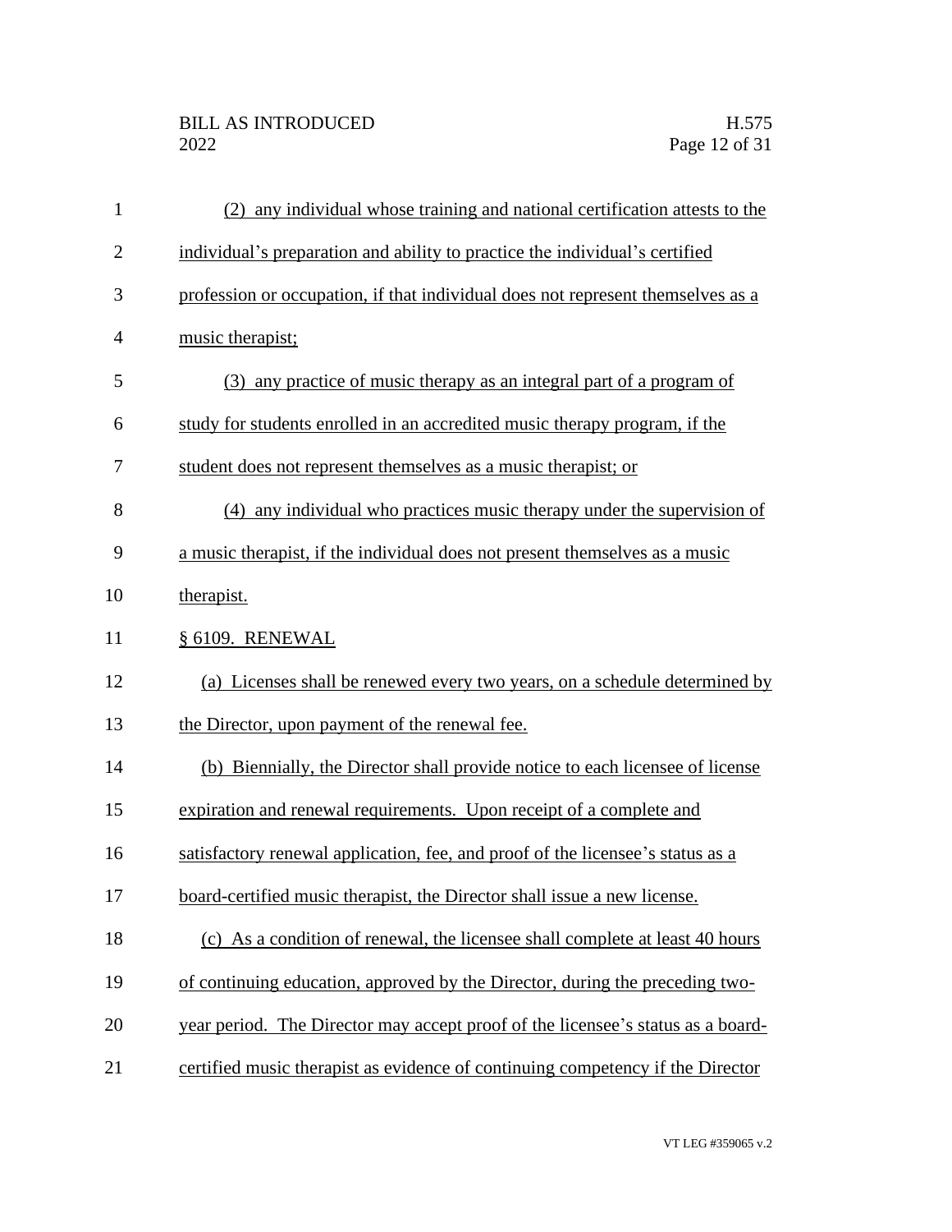(2) any individual whose training and national certification attests to the individual's preparation and ability to practice the individual's certified profession or occupation, if that individual does not represent themselves as a music therapist;

(3) any practice of music therapy as an integral part of a program of study for students enrolled in an accredited music therapy program, if the student does not represent themselves as a music therapist; or

(4) any individual who practices music therapy under the supervision of a music therapist, if the individual does not present themselves as a music therapist.

§ 6109. RENEWAL

(a) Licenses shall be renewed every two years, on a schedule determined by the Director, upon payment of the renewal fee.

(b) Biennially, the Director shall provide notice to each licensee of license expiration and renewal requirements. Upon receipt of a complete and satisfactory renewal application, fee, and proof of the licensee's status as a board-certified music therapist, the Director shall issue a new license.

(c) As a condition of renewal, the licensee shall complete at least 40 hours of continuing education, approved by the Director, during the preceding two-year period. The Director may accept proof of the licensee's status as a board-certified music therapist as evidence of continuing competency if the Director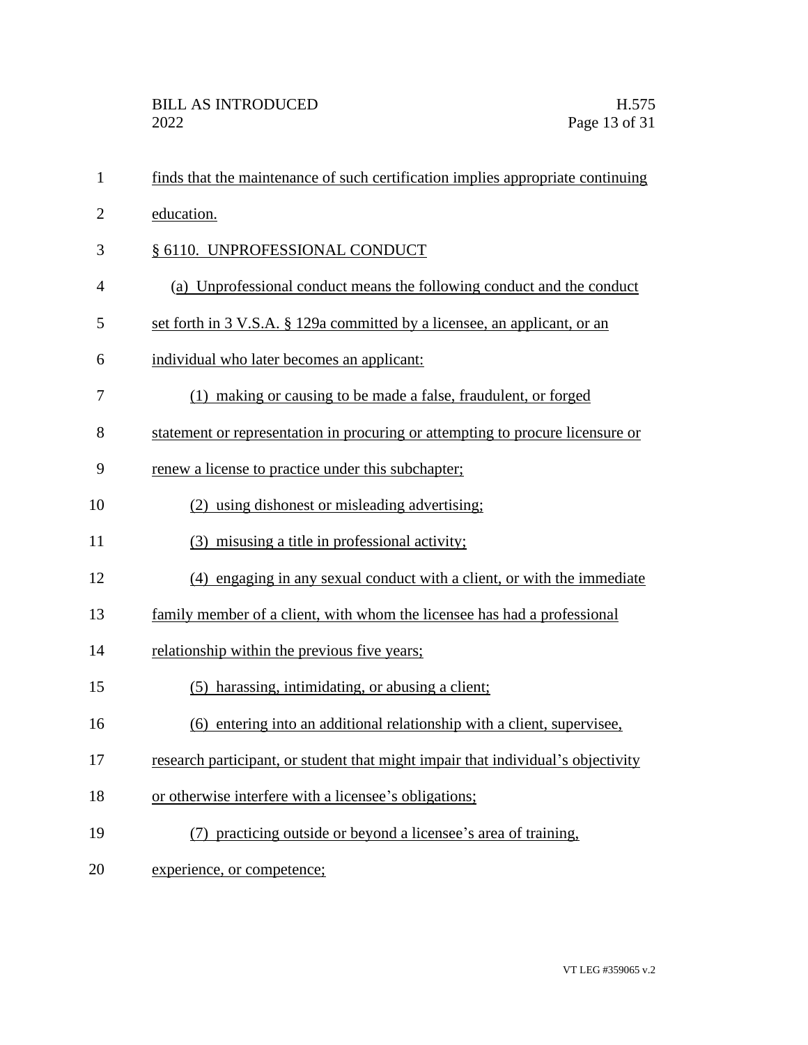finds that the maintenance of such certification implies appropriate continuing education.

§ 6110. UNPROFESSIONAL CONDUCT

(a) Unprofessional conduct means the following conduct and the conduct set forth in 3 V.S.A. § 129a committed by a licensee, an applicant, or an individual who later becomes an applicant:

(1) making or causing to be made a false, fraudulent, or forged statement or representation in procuring or attempting to procure licensure or renew a license to practice under this subchapter;

(2) using dishonest or misleading advertising;

(3) misusing a title in professional activity;

(4) engaging in any sexual conduct with a client, or with the immediate family member of a client, with whom the licensee has had a professional relationship within the previous five years;

(5) harassing, intimidating, or abusing a client;

(6) entering into an additional relationship with a client, supervisee, research participant, or student that might impair that individual's objectivity or otherwise interfere with a licensee's obligations;

(7) practicing outside or beyond a licensee's area of training, experience, or competence;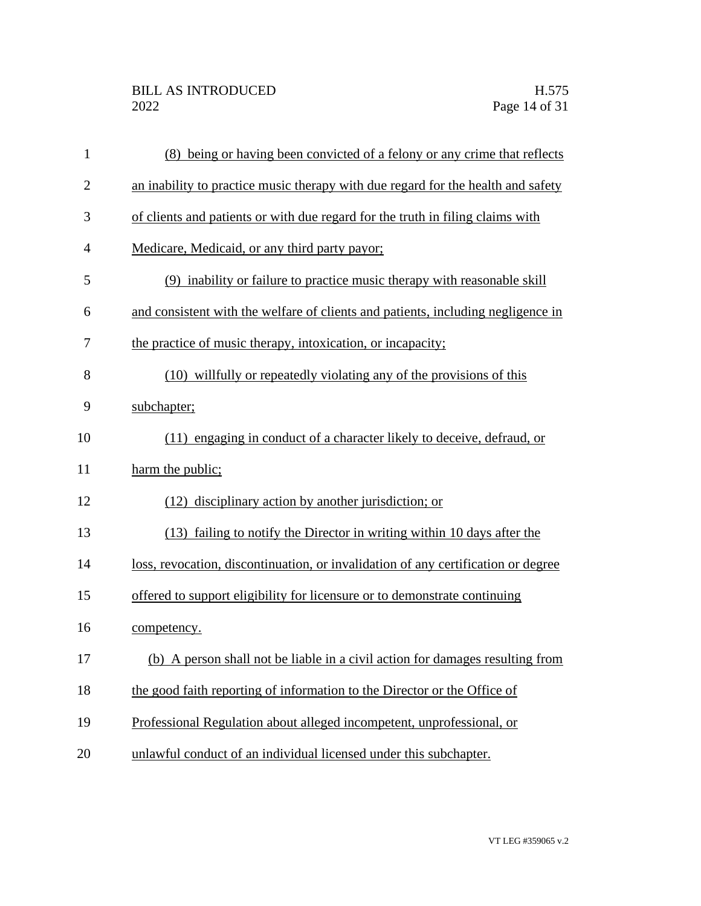(8) being or having been convicted of a felony or any crime that reflects an inability to practice music therapy with due regard for the health and safety of clients and patients or with due regard for the truth in filing claims with Medicare, Medicaid, or any third party payor;

(9) inability or failure to practice music therapy with reasonable skill and consistent with the welfare of clients and patients, including negligence in the practice of music therapy, intoxication, or incapacity;

(10) willfully or repeatedly violating any of the provisions of this subchapter;

(11) engaging in conduct of a character likely to deceive, defraud, or harm the public;

(12) disciplinary action by another jurisdiction; or

(13) failing to notify the Director in writing within 10 days after the loss, revocation, discontinuation, or invalidation of any certification or degree offered to support eligibility for licensure or to demonstrate continuing competency.

(b) A person shall not be liable in a civil action for damages resulting from the good faith reporting of information to the Director or the Office of Professional Regulation about alleged incompetent, unprofessional, or unlawful conduct of an individual licensed under this subchapter.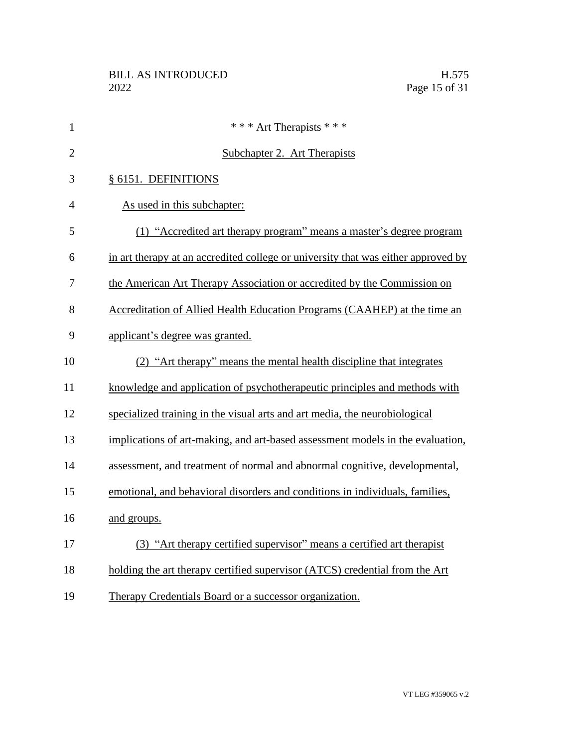\* \* \* Art Therapists \* \* \*

Subchapter 2. Art Therapists

§ 6151. DEFINITIONS

As used in this subchapter:

(1) "Accredited art therapy program" means a master's degree program in art therapy at an accredited college or university that was either approved by the American Art Therapy Association or accredited by the Commission on Accreditation of Allied Health Education Programs (CAAHEP) at the time an applicant's degree was granted.

(2) "Art therapy" means the mental health discipline that integrates knowledge and application of psychotherapeutic principles and methods with specialized training in the visual arts and art media, the neurobiological implications of art-making, and art-based assessment models in the evaluation, assessment, and treatment of normal and abnormal cognitive, developmental, emotional, and behavioral disorders and conditions in individuals, families, and groups.

(3) "Art therapy certified supervisor" means a certified art therapist holding the art therapy certified supervisor (ATCS) credential from the Art Therapy Credentials Board or a successor organization.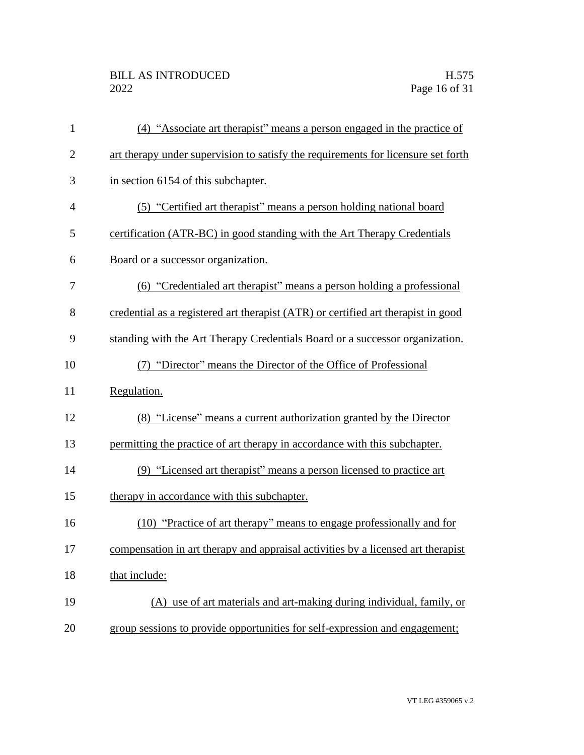(4) "Associate art therapist" means a person engaged in the practice of art therapy under supervision to satisfy the requirements for licensure set forth in section 6154 of this subchapter.

(5) "Certified art therapist" means a person holding national board certification (ATR-BC) in good standing with the Art Therapy Credentials Board or a successor organization.

(6) "Credentialed art therapist" means a person holding a professional credential as a registered art therapist (ATR) or certified art therapist in good standing with the Art Therapy Credentials Board or a successor organization.

(7) "Director" means the Director of the Office of Professional Regulation.

(8) "License" means a current authorization granted by the Director permitting the practice of art therapy in accordance with this subchapter.

(9) "Licensed art therapist" means a person licensed to practice art therapy in accordance with this subchapter.

(10) "Practice of art therapy" means to engage professionally and for compensation in art therapy and appraisal activities by a licensed art therapist that include:

(A) use of art materials and art-making during individual, family, or group sessions to provide opportunities for self-expression and engagement;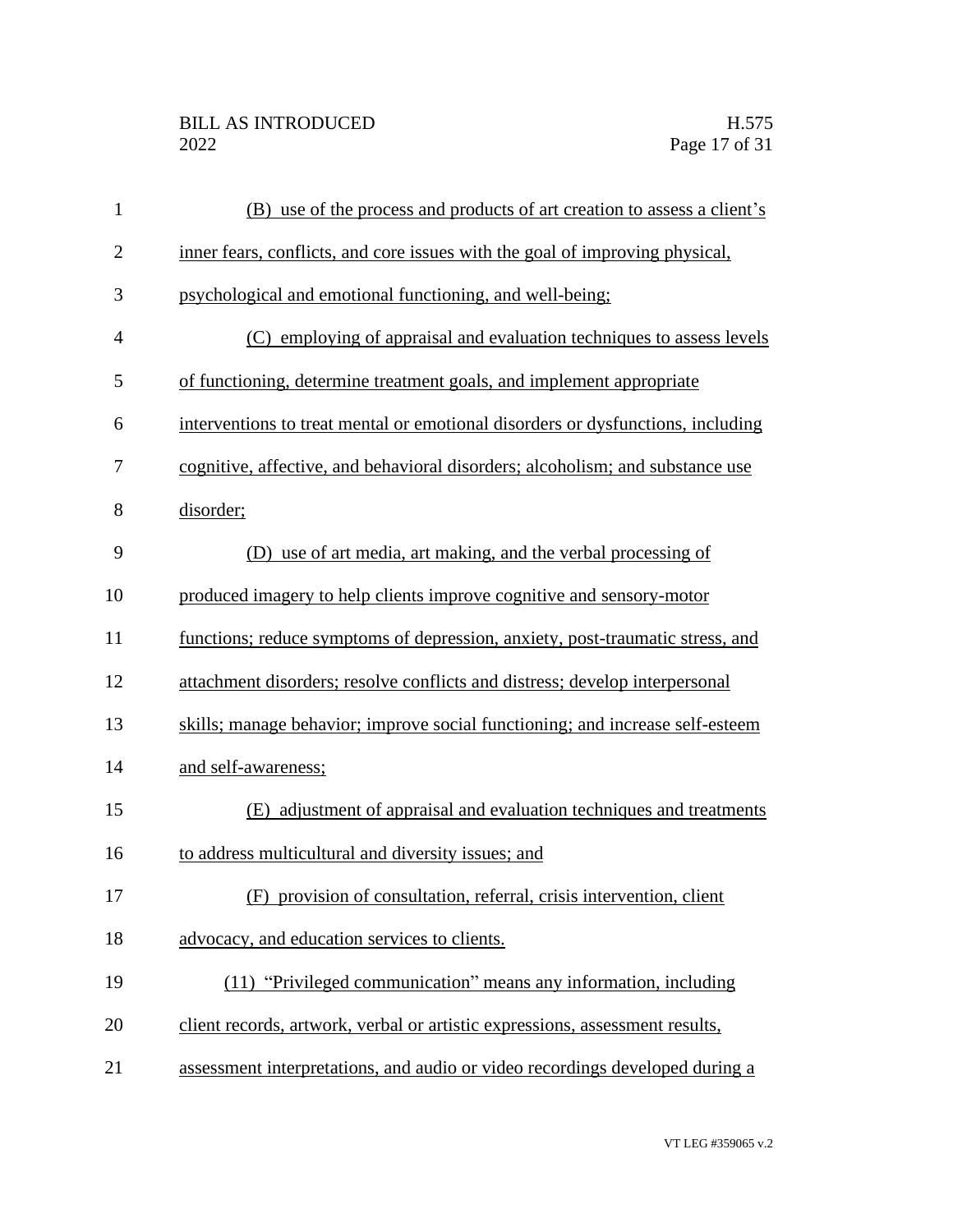(B) use of the process and products of art creation to assess a client's inner fears, conflicts, and core issues with the goal of improving physical, psychological and emotional functioning, and well-being;

(C) employing of appraisal and evaluation techniques to assess levels of functioning, determine treatment goals, and implement appropriate interventions to treat mental or emotional disorders or dysfunctions, including cognitive, affective, and behavioral disorders; alcoholism; and substance use disorder;

(D) use of art media, art making, and the verbal processing of produced imagery to help clients improve cognitive and sensory-motor functions; reduce symptoms of depression, anxiety, post-traumatic stress, and attachment disorders; resolve conflicts and distress; develop interpersonal skills; manage behavior; improve social functioning; and increase self-esteem and self-awareness;

(E) adjustment of appraisal and evaluation techniques and treatments to address multicultural and diversity issues; and

(F) provision of consultation, referral, crisis intervention, client advocacy, and education services to clients.

(11) "Privileged communication" means any information, including client records, artwork, verbal or artistic expressions, assessment results, assessment interpretations, and audio or video recordings developed during a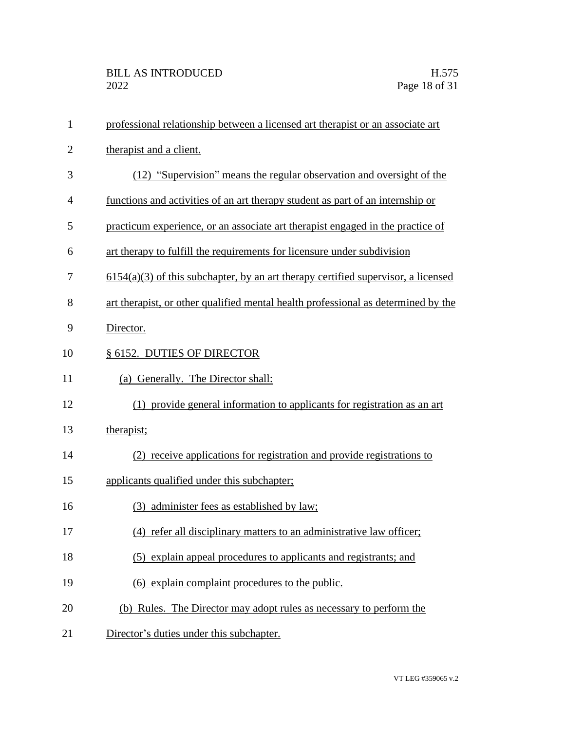professional relationship between a licensed art therapist or an associate art therapist and a client.

(12) "Supervision" means the regular observation and oversight of the functions and activities of an art therapy student as part of an internship or practicum experience, or an associate art therapist engaged in the practice of art therapy to fulfill the requirements for licensure under subdivision 6154(a)(3) of this subchapter, by an art therapy certified supervisor, a licensed art therapist, or other qualified mental health professional as determined by the Director.

§ 6152. DUTIES OF DIRECTOR

(a) Generally. The Director shall:

(1) provide general information to applicants for registration as an art therapist;

(2) receive applications for registration and provide registrations to applicants qualified under this subchapter;

(3) administer fees as established by law;

(4) refer all disciplinary matters to an administrative law officer;

(5) explain appeal procedures to applicants and registrants; and

(6) explain complaint procedures to the public.

(b) Rules. The Director may adopt rules as necessary to perform the Director's duties under this subchapter.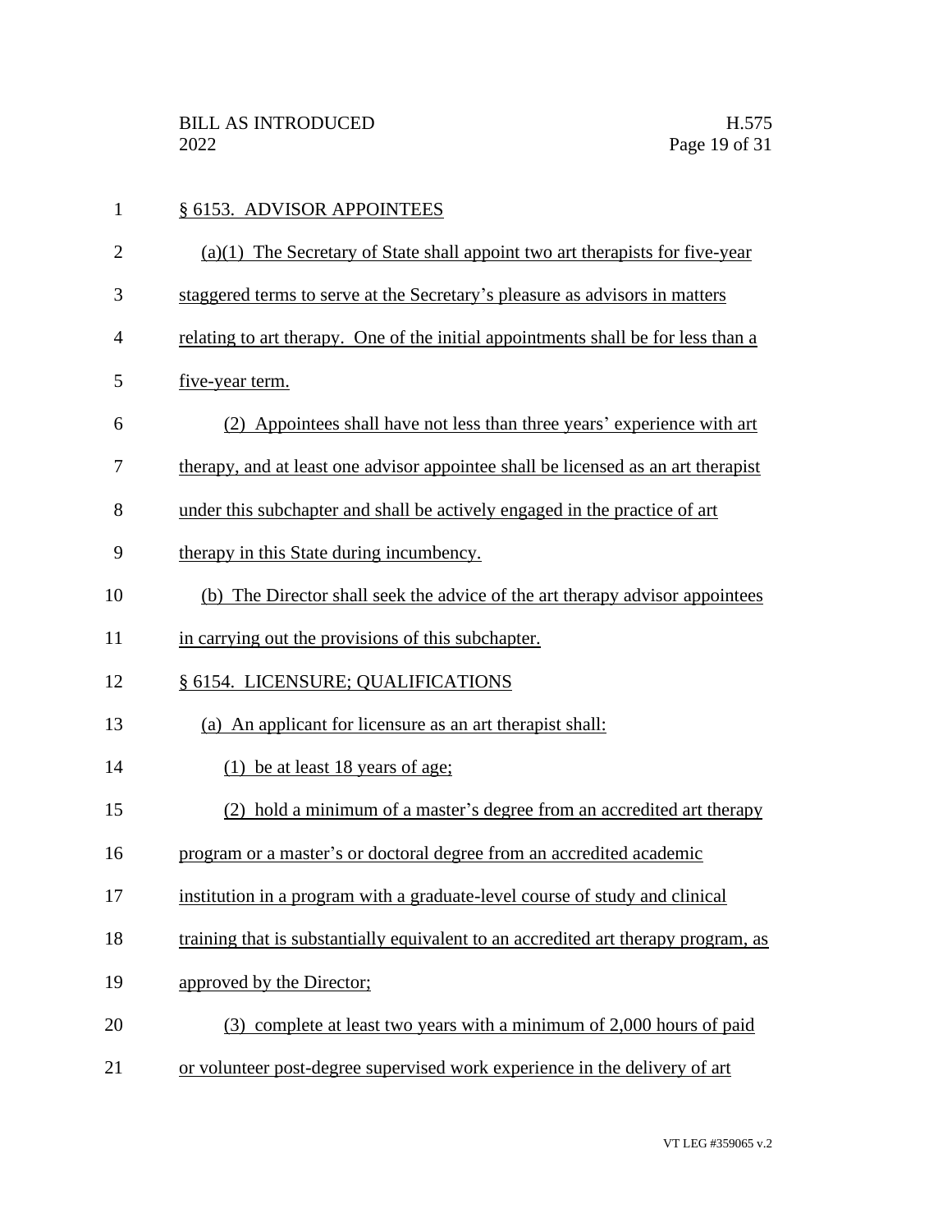§ 6153. ADVISOR APPOINTEES

(a)(1) The Secretary of State shall appoint two art therapists for five-year staggered terms to serve at the Secretary's pleasure as advisors in matters relating to art therapy. One of the initial appointments shall be for less than a five-year term.

(2) Appointees shall have not less than three years' experience with art therapy, and at least one advisor appointee shall be licensed as an art therapist under this subchapter and shall be actively engaged in the practice of art therapy in this State during incumbency.

(b) The Director shall seek the advice of the art therapy advisor appointees in carrying out the provisions of this subchapter.

§ 6154. LICENSURE; QUALIFICATIONS

(a) An applicant for licensure as an art therapist shall:

(1) be at least 18 years of age;

(2) hold a minimum of a master's degree from an accredited art therapy program or a master's or doctoral degree from an accredited academic institution in a program with a graduate-level course of study and clinical training that is substantially equivalent to an accredited art therapy program, as approved by the Director;

(3) complete at least two years with a minimum of 2,000 hours of paid or volunteer post-degree supervised work experience in the delivery of art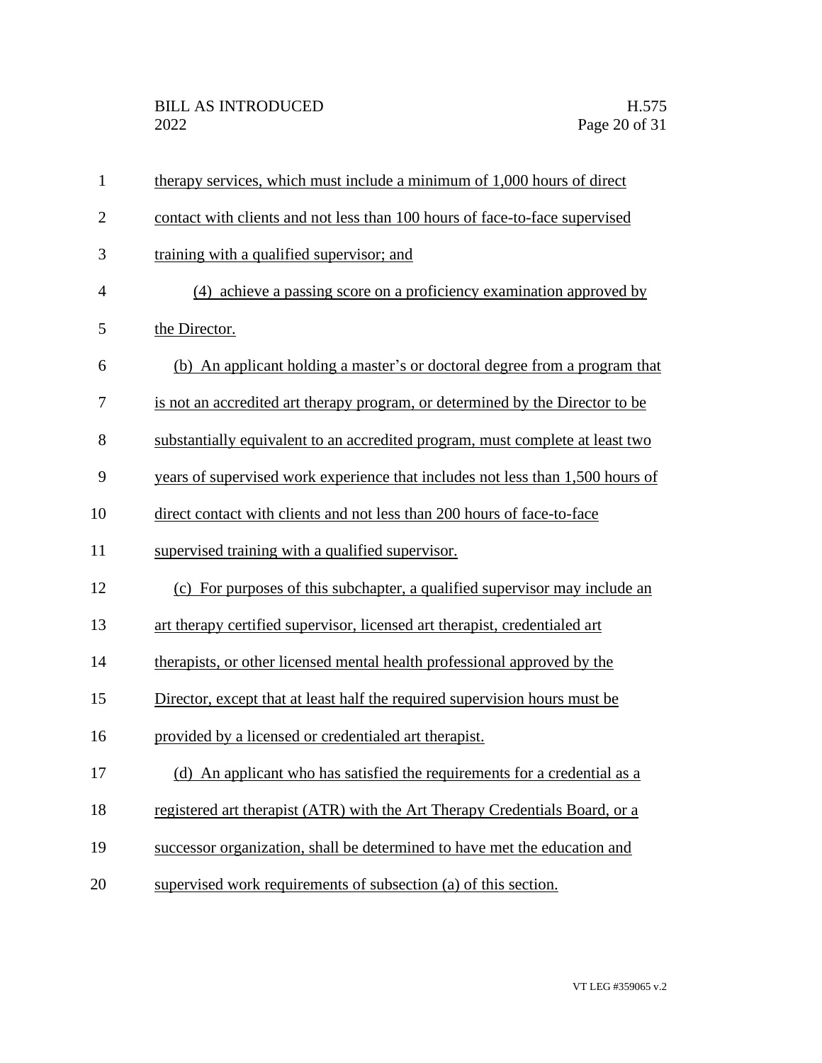therapy services, which must include a minimum of 1,000 hours of direct contact with clients and not less than 100 hours of face-to-face supervised training with a qualified supervisor; and

(4) achieve a passing score on a proficiency examination approved by the Director.

(b) An applicant holding a master's or doctoral degree from a program that is not an accredited art therapy program, or determined by the Director to be substantially equivalent to an accredited program, must complete at least two years of supervised work experience that includes not less than 1,500 hours of direct contact with clients and not less than 200 hours of face-to-face supervised training with a qualified supervisor.

(c) For purposes of this subchapter, a qualified supervisor may include an art therapy certified supervisor, licensed art therapist, credentialed art therapists, or other licensed mental health professional approved by the Director, except that at least half the required supervision hours must be provided by a licensed or credentialed art therapist.

(d) An applicant who has satisfied the requirements for a credential as a registered art therapist (ATR) with the Art Therapy Credentials Board, or a successor organization, shall be determined to have met the education and supervised work requirements of subsection (a) of this section.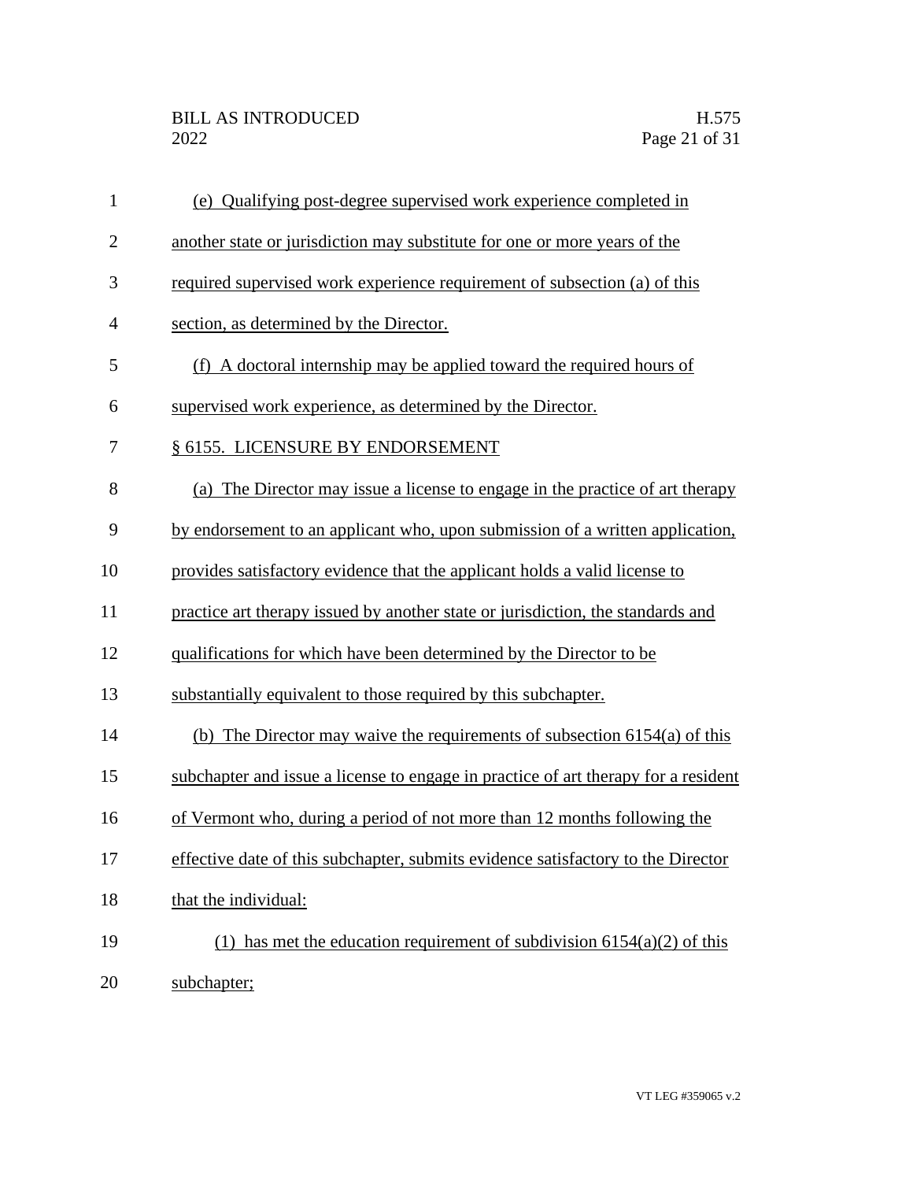(e) Qualifying post-degree supervised work experience completed in another state or jurisdiction may substitute for one or more years of the required supervised work experience requirement of subsection (a) of this section, as determined by the Director.

(f) A doctoral internship may be applied toward the required hours of supervised work experience, as determined by the Director.

§ 6155. LICENSURE BY ENDORSEMENT

(a) The Director may issue a license to engage in the practice of art therapy by endorsement to an applicant who, upon submission of a written application, provides satisfactory evidence that the applicant holds a valid license to practice art therapy issued by another state or jurisdiction, the standards and qualifications for which have been determined by the Director to be substantially equivalent to those required by this subchapter.

(b) The Director may waive the requirements of subsection 6154(a) of this subchapter and issue a license to engage in practice of art therapy for a resident of Vermont who, during a period of not more than 12 months following the effective date of this subchapter, submits evidence satisfactory to the Director that the individual:

(1) has met the education requirement of subdivision 6154(a)(2) of this subchapter;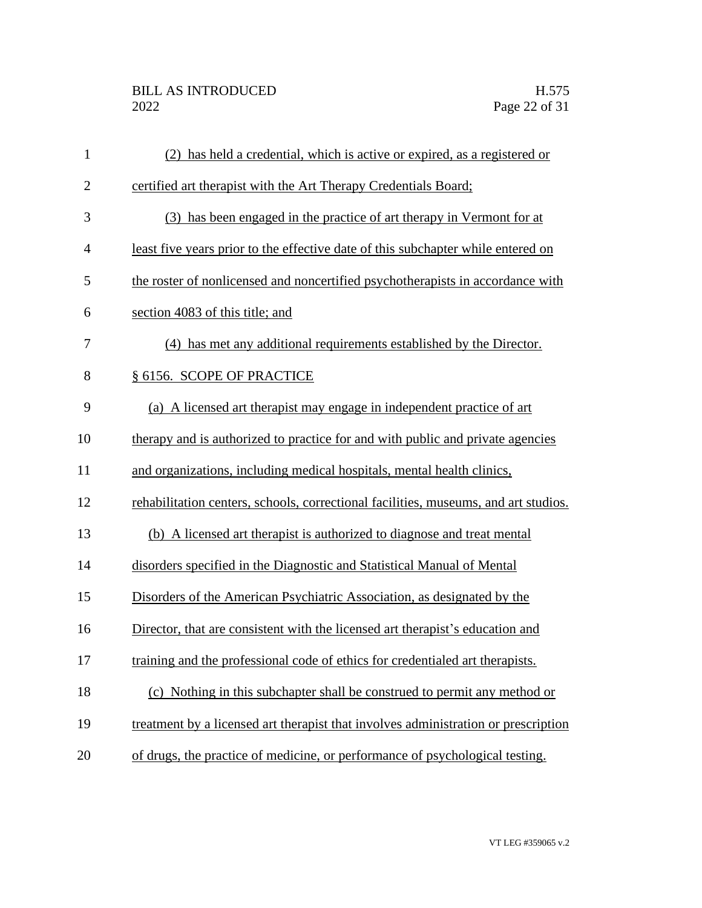(2) has held a credential, which is active or expired, as a registered or certified art therapist with the Art Therapy Credentials Board;

(3) has been engaged in the practice of art therapy in Vermont for at least five years prior to the effective date of this subchapter while entered on the roster of nonlicensed and noncertified psychotherapists in accordance with section 4083 of this title; and

(4) has met any additional requirements established by the Director.

§ 6156. SCOPE OF PRACTICE

(a) A licensed art therapist may engage in independent practice of art therapy and is authorized to practice for and with public and private agencies and organizations, including medical hospitals, mental health clinics, rehabilitation centers, schools, correctional facilities, museums, and art studios.

(b) A licensed art therapist is authorized to diagnose and treat mental disorders specified in the Diagnostic and Statistical Manual of Mental Disorders of the American Psychiatric Association, as designated by the Director, that are consistent with the licensed art therapist's education and training and the professional code of ethics for credentialed art therapists.

(c) Nothing in this subchapter shall be construed to permit any method or treatment by a licensed art therapist that involves administration or prescription of drugs, the practice of medicine, or performance of psychological testing.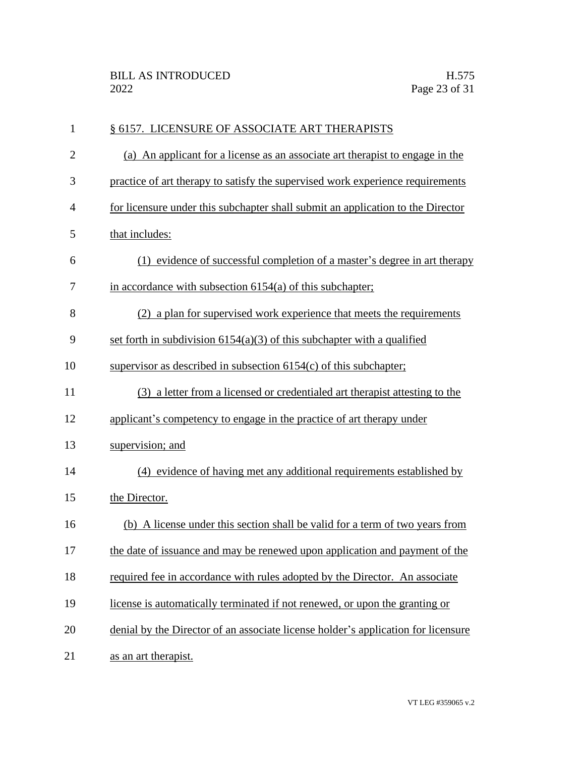§ 6157. LICENSURE OF ASSOCIATE ART THERAPISTS

(a) An applicant for a license as an associate art therapist to engage in the practice of art therapy to satisfy the supervised work experience requirements for licensure under this subchapter shall submit an application to the Director that includes:

(1) evidence of successful completion of a master's degree in art therapy in accordance with subsection 6154(a) of this subchapter;

(2) a plan for supervised work experience that meets the requirements set forth in subdivision 6154(a)(3) of this subchapter with a qualified supervisor as described in subsection 6154(c) of this subchapter;

(3) a letter from a licensed or credentialed art therapist attesting to the applicant's competency to engage in the practice of art therapy under supervision; and

(4) evidence of having met any additional requirements established by the Director.

(b) A license under this section shall be valid for a term of two years from the date of issuance and may be renewed upon application and payment of the required fee in accordance with rules adopted by the Director. An associate license is automatically terminated if not renewed, or upon the granting or denial by the Director of an associate license holder's application for licensure as an art therapist.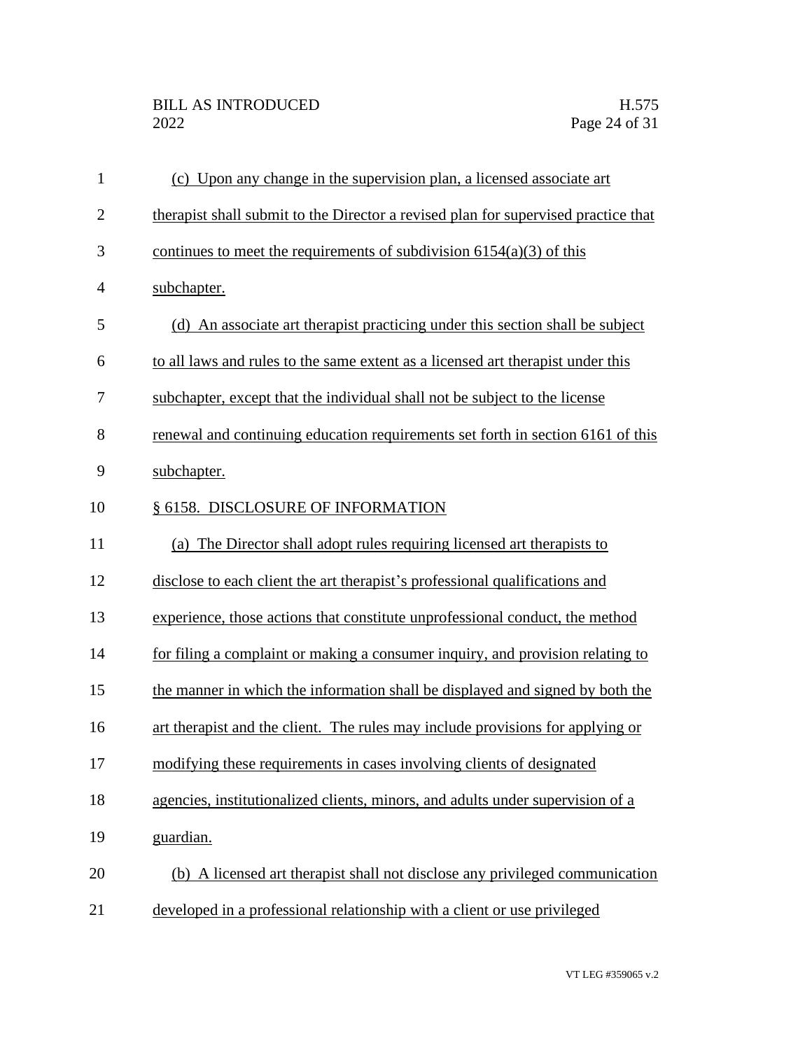(c) Upon any change in the supervision plan, a licensed associate art therapist shall submit to the Director a revised plan for supervised practice that continues to meet the requirements of subdivision 6154(a)(3) of this subchapter.

(d) An associate art therapist practicing under this section shall be subject to all laws and rules to the same extent as a licensed art therapist under this subchapter, except that the individual shall not be subject to the license renewal and continuing education requirements set forth in section 6161 of this subchapter.

§ 6158. DISCLOSURE OF INFORMATION

(a) The Director shall adopt rules requiring licensed art therapists to disclose to each client the art therapist's professional qualifications and experience, those actions that constitute unprofessional conduct, the method for filing a complaint or making a consumer inquiry, and provision relating to the manner in which the information shall be displayed and signed by both the art therapist and the client. The rules may include provisions for applying or modifying these requirements in cases involving clients of designated agencies, institutionalized clients, minors, and adults under supervision of a guardian.

(b) A licensed art therapist shall not disclose any privileged communication developed in a professional relationship with a client or use privileged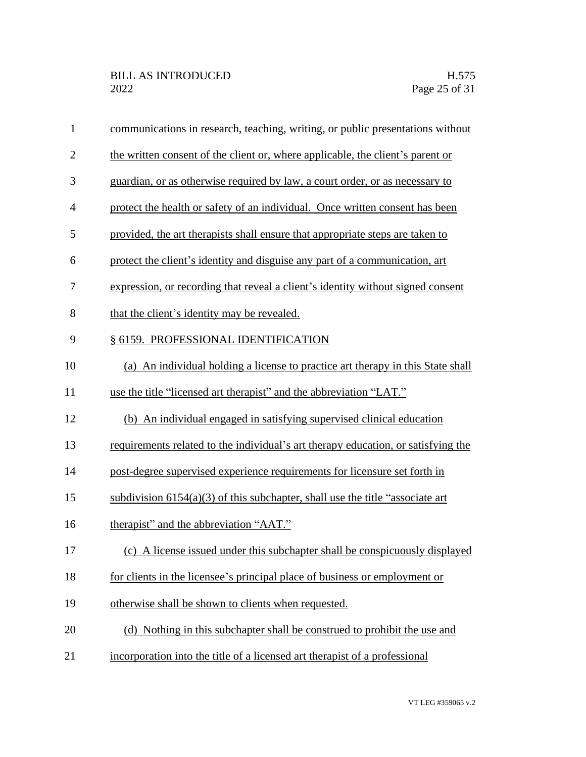communications in research, teaching, writing, or public presentations without the written consent of the client or, where applicable, the client's parent or guardian, or as otherwise required by law, a court order, or as necessary to protect the health or safety of an individual. Once written consent has been provided, the art therapists shall ensure that appropriate steps are taken to protect the client's identity and disguise any part of a communication, art expression, or recording that reveal a client's identity without signed consent that the client's identity may be revealed.

§ 6159. PROFESSIONAL IDENTIFICATION

(a) An individual holding a license to practice art therapy in this State shall use the title "licensed art therapist" and the abbreviation "LAT."

(b) An individual engaged in satisfying supervised clinical education requirements related to the individual's art therapy education, or satisfying the post-degree supervised experience requirements for licensure set forth in subdivision 6154(a)(3) of this subchapter, shall use the title "associate art therapist" and the abbreviation "AAT."

(c) A license issued under this subchapter shall be conspicuously displayed for clients in the licensee's principal place of business or employment or otherwise shall be shown to clients when requested.

(d) Nothing in this subchapter shall be construed to prohibit the use and incorporation into the title of a licensed art therapist of a professional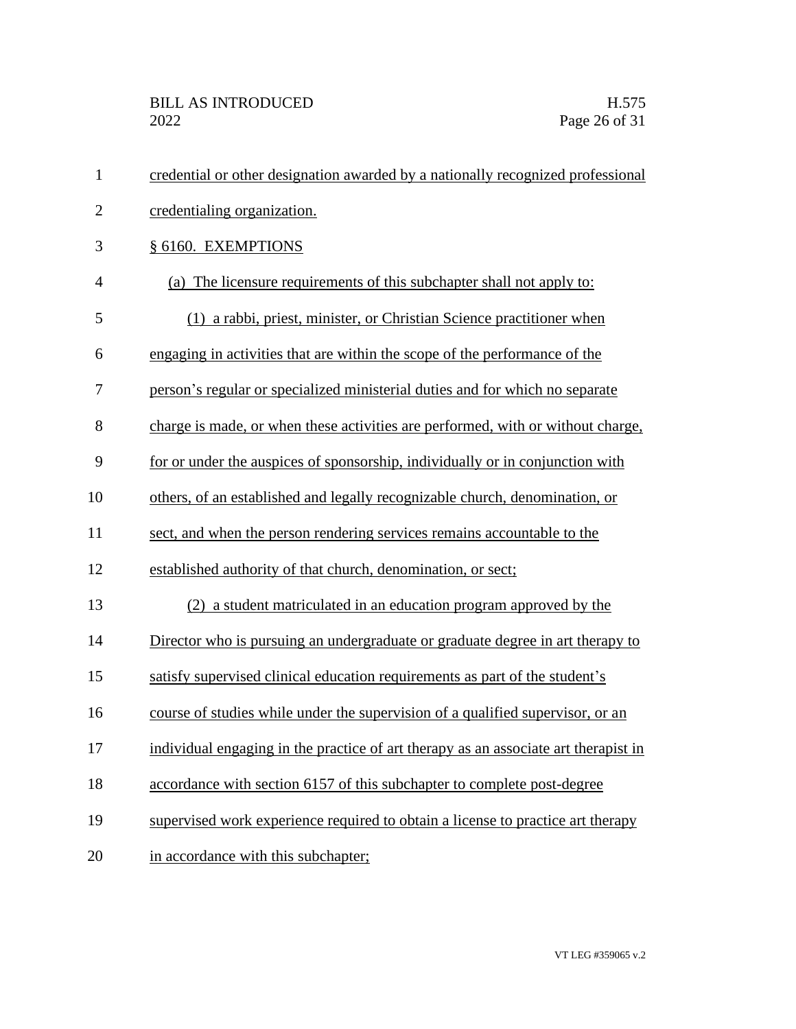credential or other designation awarded by a nationally recognized professional credentialing organization.

§ 6160. EXEMPTIONS

(a) The licensure requirements of this subchapter shall not apply to:

(1) a rabbi, priest, minister, or Christian Science practitioner when engaging in activities that are within the scope of the performance of the person's regular or specialized ministerial duties and for which no separate charge is made, or when these activities are performed, with or without charge, for or under the auspices of sponsorship, individually or in conjunction with others, of an established and legally recognizable church, denomination, or sect, and when the person rendering services remains accountable to the established authority of that church, denomination, or sect;

(2) a student matriculated in an education program approved by the Director who is pursuing an undergraduate or graduate degree in art therapy to satisfy supervised clinical education requirements as part of the student's course of studies while under the supervision of a qualified supervisor, or an individual engaging in the practice of art therapy as an associate art therapist in accordance with section 6157 of this subchapter to complete post-degree supervised work experience required to obtain a license to practice art therapy in accordance with this subchapter;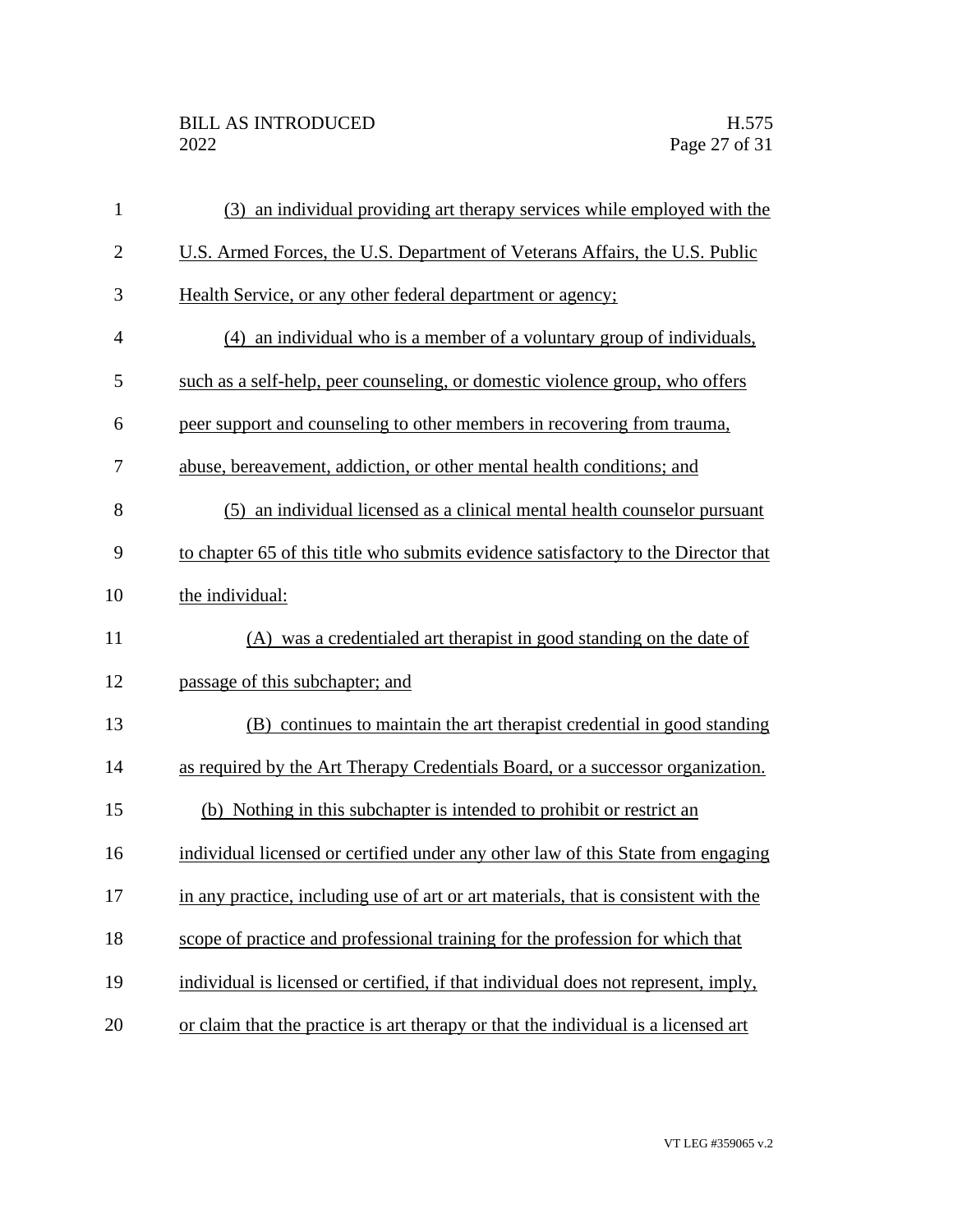(3) an individual providing art therapy services while employed with the U.S. Armed Forces, the U.S. Department of Veterans Affairs, the U.S. Public Health Service, or any other federal department or agency;

(4) an individual who is a member of a voluntary group of individuals, such as a self-help, peer counseling, or domestic violence group, who offers peer support and counseling to other members in recovering from trauma, abuse, bereavement, addiction, or other mental health conditions; and

(5) an individual licensed as a clinical mental health counselor pursuant to chapter 65 of this title who submits evidence satisfactory to the Director that the individual:

(A) was a credentialed art therapist in good standing on the date of passage of this subchapter; and

(B) continues to maintain the art therapist credential in good standing as required by the Art Therapy Credentials Board, or a successor organization.

(b) Nothing in this subchapter is intended to prohibit or restrict an individual licensed or certified under any other law of this State from engaging in any practice, including use of art or art materials, that is consistent with the scope of practice and professional training for the profession for which that individual is licensed or certified, if that individual does not represent, imply, or claim that the practice is art therapy or that the individual is a licensed art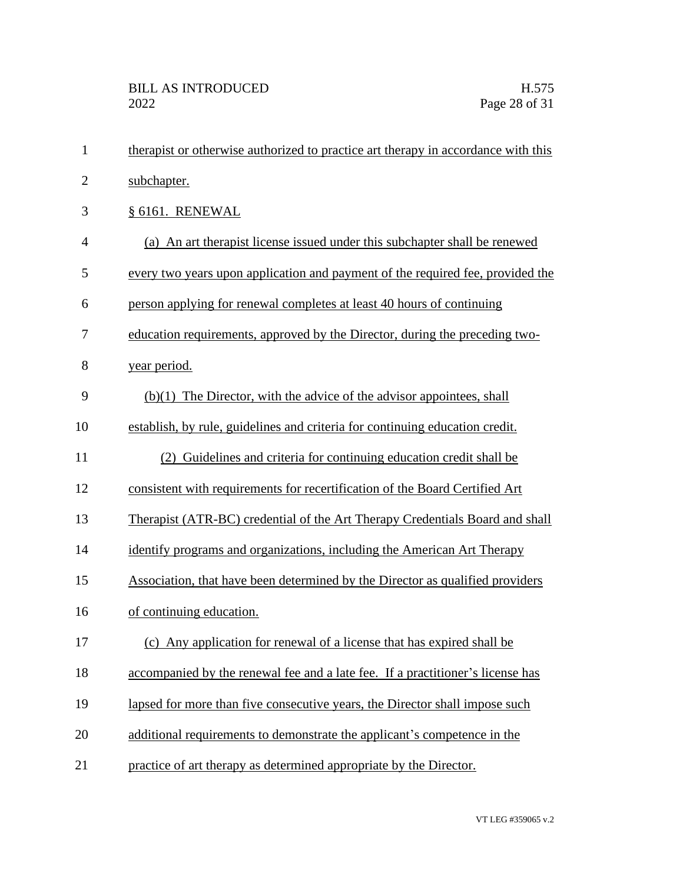therapist or otherwise authorized to practice art therapy in accordance with this subchapter.

§ 6161. RENEWAL

(a) An art therapist license issued under this subchapter shall be renewed every two years upon application and payment of the required fee, provided the person applying for renewal completes at least 40 hours of continuing education requirements, approved by the Director, during the preceding two-year period.

(b)(1) The Director, with the advice of the advisor appointees, shall establish, by rule, guidelines and criteria for continuing education credit.

(2) Guidelines and criteria for continuing education credit shall be consistent with requirements for recertification of the Board Certified Art Therapist (ATR-BC) credential of the Art Therapy Credentials Board and shall identify programs and organizations, including the American Art Therapy Association, that have been determined by the Director as qualified providers of continuing education.

(c) Any application for renewal of a license that has expired shall be accompanied by the renewal fee and a late fee. If a practitioner's license has lapsed for more than five consecutive years, the Director shall impose such additional requirements to demonstrate the applicant's competence in the practice of art therapy as determined appropriate by the Director.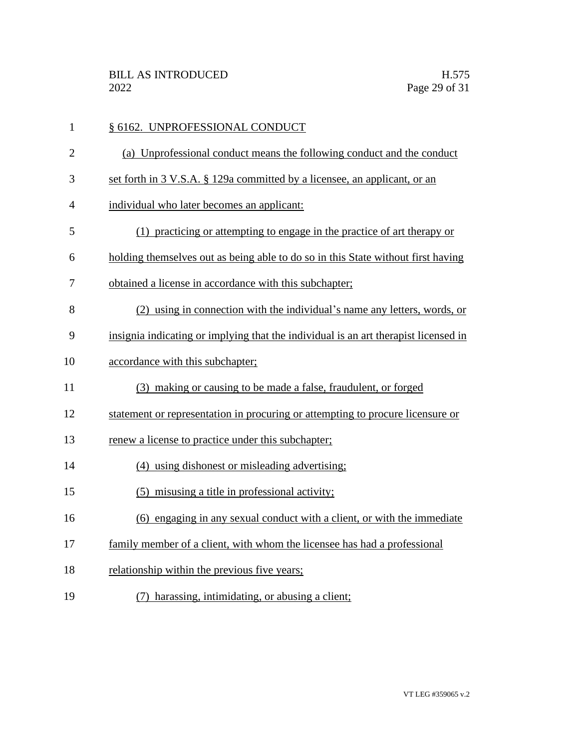§ 6162. UNPROFESSIONAL CONDUCT

(a) Unprofessional conduct means the following conduct and the conduct set forth in 3 V.S.A. § 129a committed by a licensee, an applicant, or an individual who later becomes an applicant:

(1) practicing or attempting to engage in the practice of art therapy or holding themselves out as being able to do so in this State without first having obtained a license in accordance with this subchapter;

(2) using in connection with the individual's name any letters, words, or insignia indicating or implying that the individual is an art therapist licensed in accordance with this subchapter;

(3) making or causing to be made a false, fraudulent, or forged statement or representation in procuring or attempting to procure licensure or renew a license to practice under this subchapter;

(4) using dishonest or misleading advertising;

(5) misusing a title in professional activity;

(6) engaging in any sexual conduct with a client, or with the immediate family member of a client, with whom the licensee has had a professional relationship within the previous five years;

(7) harassing, intimidating, or abusing a client;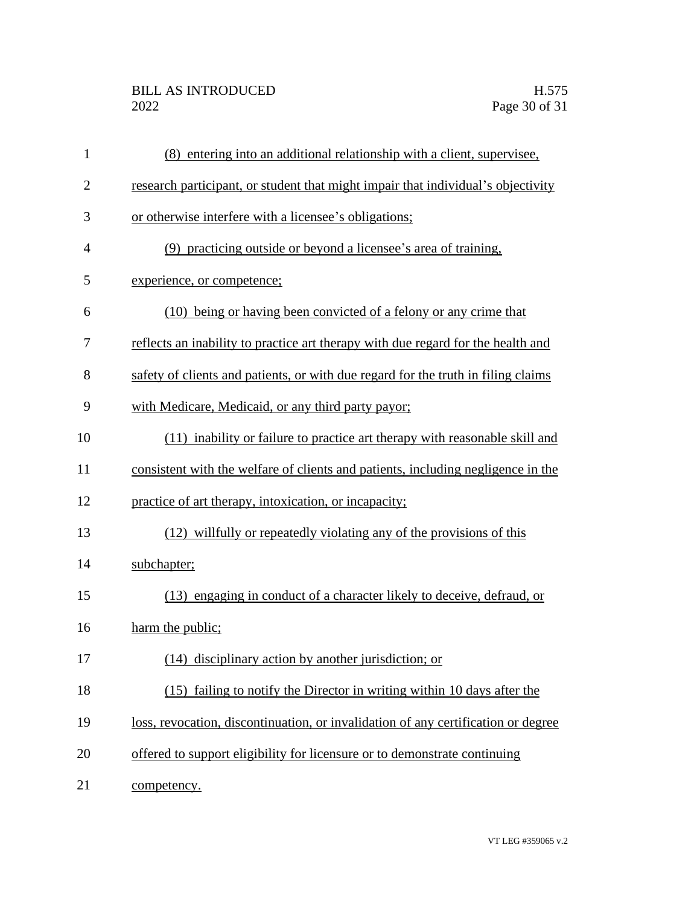(8) entering into an additional relationship with a client, supervisee, research participant, or student that might impair that individual's objectivity or otherwise interfere with a licensee's obligations;

(9) practicing outside or beyond a licensee's area of training, experience, or competence;

(10) being or having been convicted of a felony or any crime that reflects an inability to practice art therapy with due regard for the health and safety of clients and patients, or with due regard for the truth in filing claims with Medicare, Medicaid, or any third party payor;

(11) inability or failure to practice art therapy with reasonable skill and consistent with the welfare of clients and patients, including negligence in the practice of art therapy, intoxication, or incapacity;

(12) willfully or repeatedly violating any of the provisions of this subchapter;

(13) engaging in conduct of a character likely to deceive, defraud, or harm the public;

(14) disciplinary action by another jurisdiction; or

(15) failing to notify the Director in writing within 10 days after the loss, revocation, discontinuation, or invalidation of any certification or degree offered to support eligibility for licensure or to demonstrate continuing competency.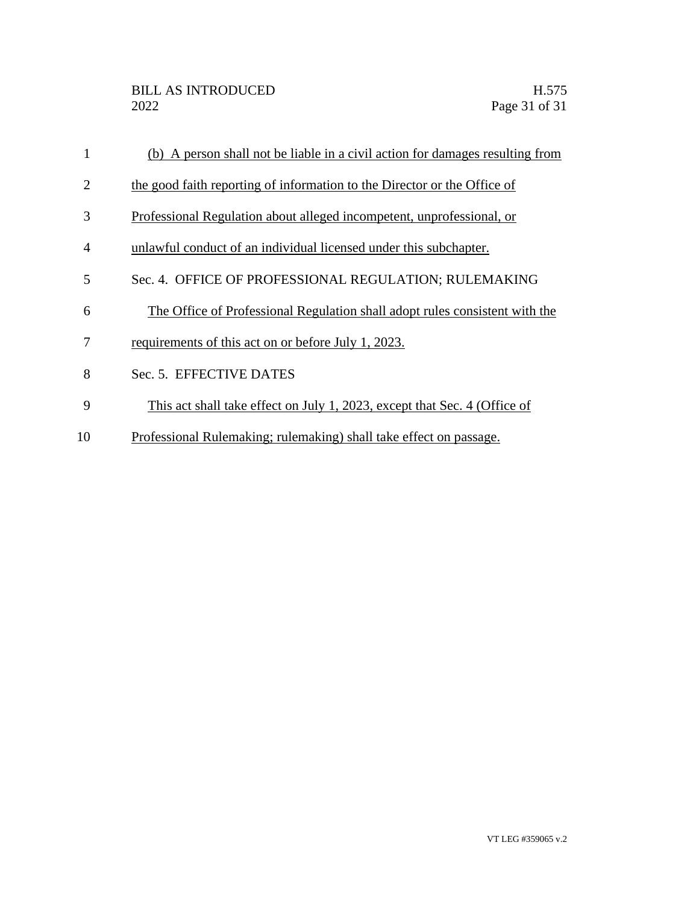(b) A person shall not be liable in a civil action for damages resulting from the good faith reporting of information to the Director or the Office of Professional Regulation about alleged incompetent, unprofessional, or unlawful conduct of an individual licensed under this subchapter.

Sec. 4. OFFICE OF PROFESSIONAL REGULATION; RULEMAKING

The Office of Professional Regulation shall adopt rules consistent with the requirements of this act on or before July 1, 2023.

Sec. 5. EFFECTIVE DATES

This act shall take effect on July 1, 2023, except that Sec. 4 (Office of Professional Rulemaking; rulemaking) shall take effect on passage.